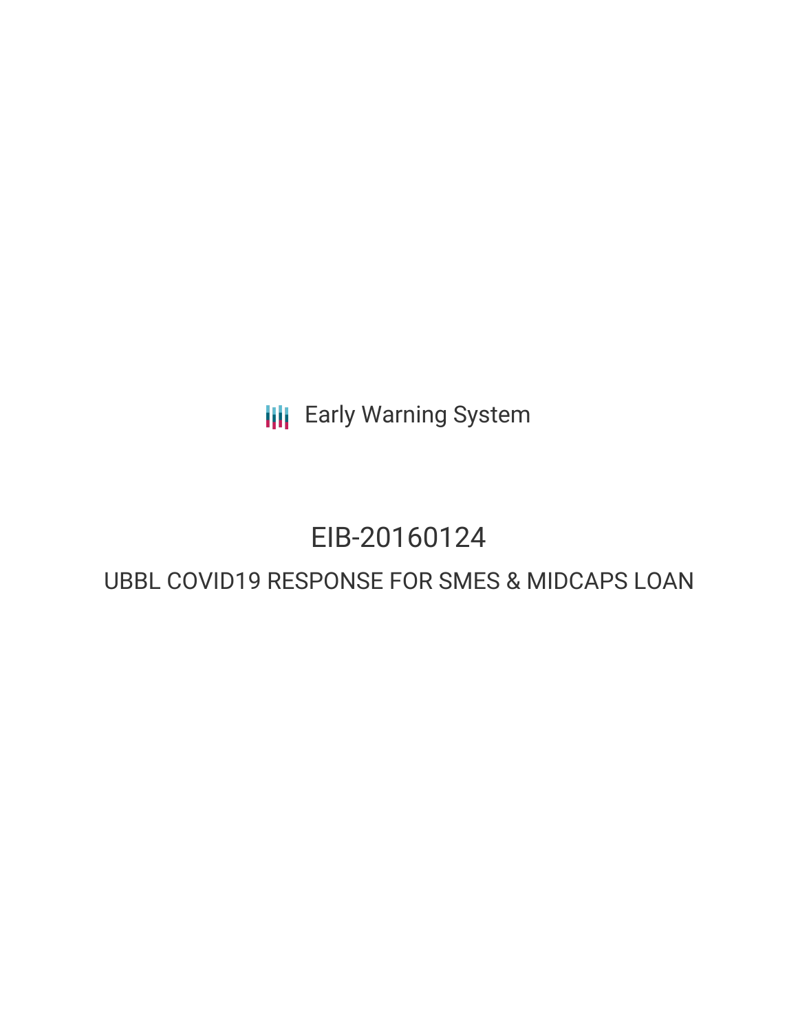Early Warning System

# EIB-20160124

## UBBL COVID19 RESPONSE FOR SMES & MIDCAPS LOAN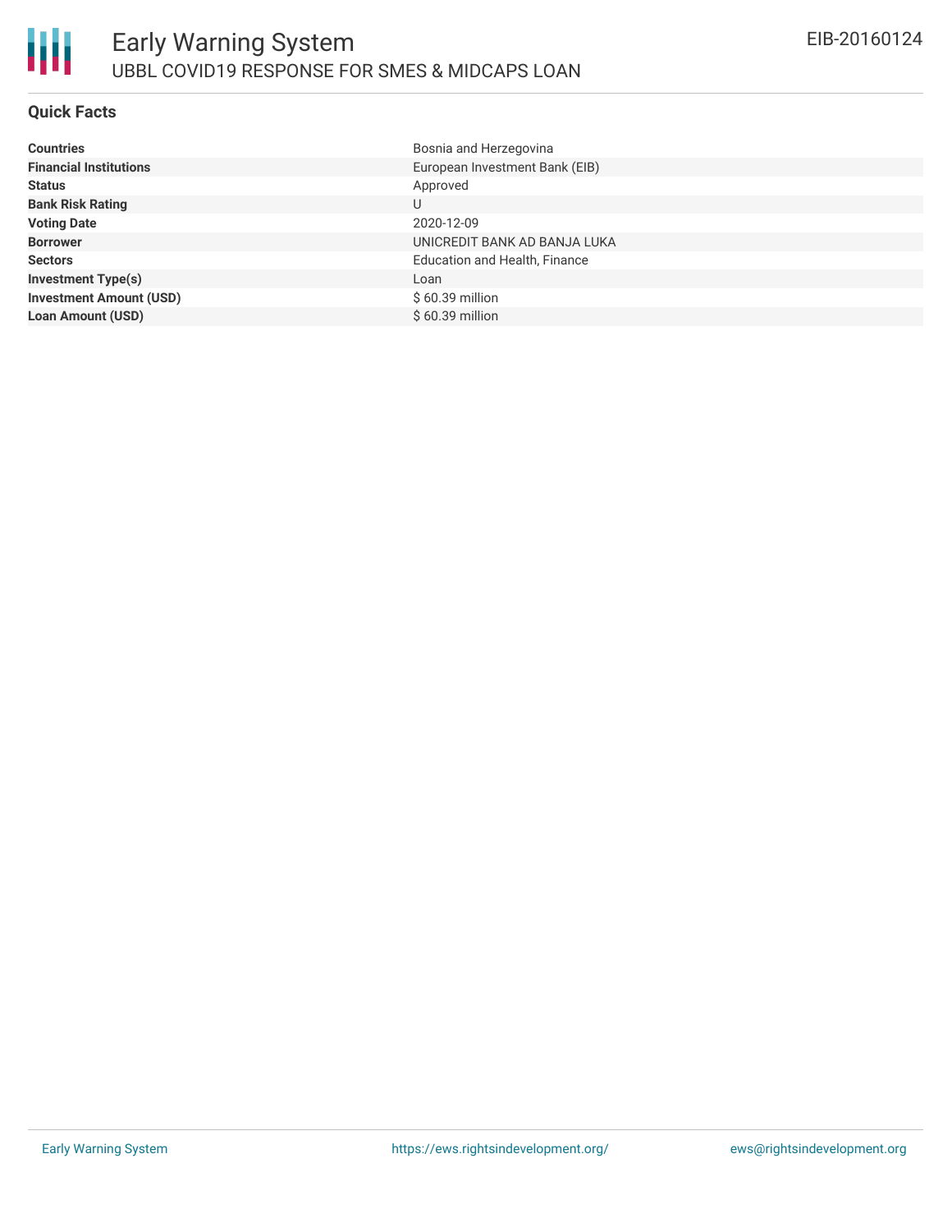## Quick Facts

| | |
|---|---|
| **Countries** | Bosnia and Herzegovina |
| **Financial Institutions** | European Investment Bank (EIB) |
| **Status** | Approved |
| **Bank Risk Rating** | U |
| **Voting Date** | 2020-12-09 |
| **Borrower** | UNICREDIT BANK AD BANJA LUKA |
| **Sectors** | Education and Health, Finance |
| **Investment Type(s)** | Loan |
| **Investment Amount (USD)** | $ 60.39 million |
| **Loan Amount (USD)** | $ 60.39 million |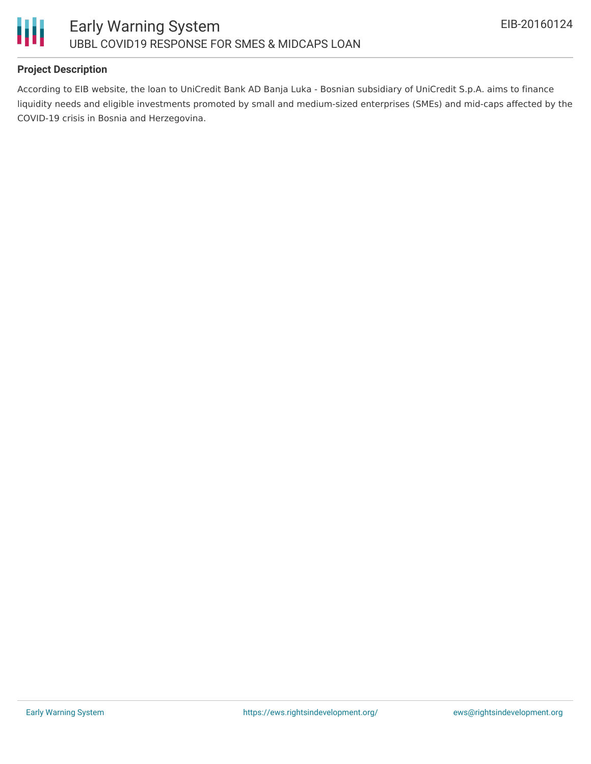### Project Description

According to EIB website, the loan to UniCredit Bank AD Banja Luka - Bosnian subsidiary of UniCredit S.p.A. aims to finance liquidity needs and eligible investments promoted by small and medium-sized enterprises (SMEs) and mid-caps affected by the COVID-19 crisis in Bosnia and Herzegovina.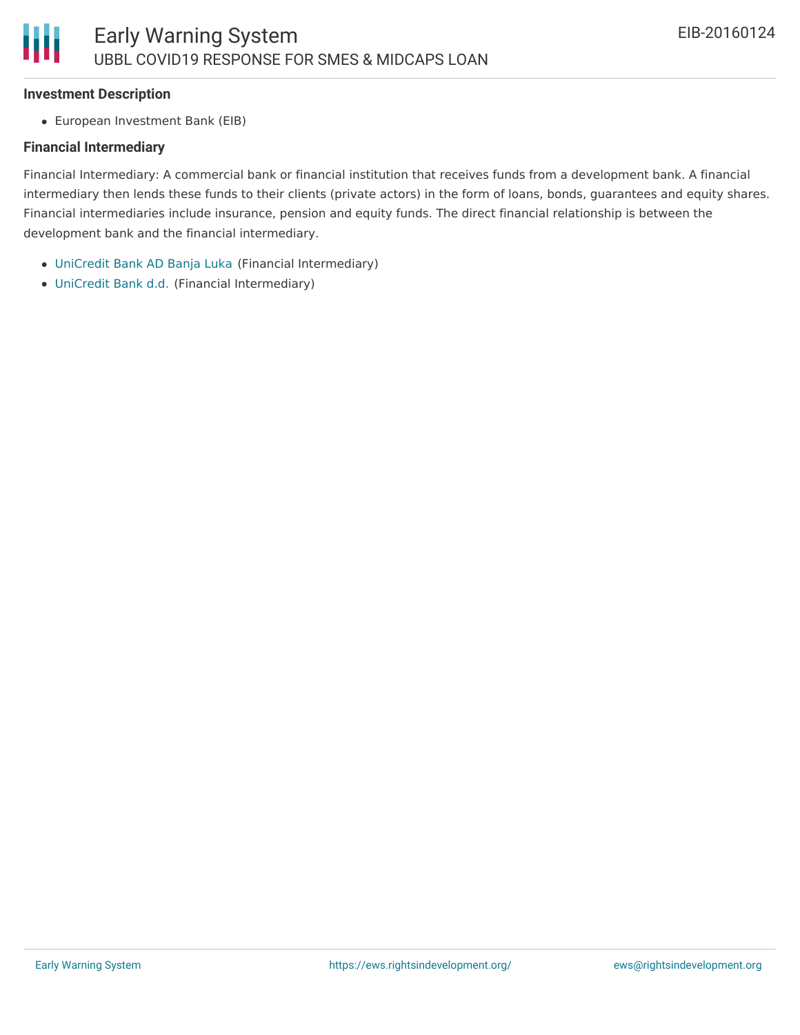### Investment Description

- European Investment Bank (EIB)

### Financial Intermediary

Financial Intermediary: A commercial bank or financial institution that receives funds from a development bank. A financial intermediary then lends these funds to their clients (private actors) in the form of loans, bonds, guarantees and equity shares. Financial intermediaries include insurance, pension and equity funds. The direct financial relationship is between the development bank and the financial intermediary.

- UniCredit Bank AD Banja Luka (Financial Intermediary)
- UniCredit Bank d.d. (Financial Intermediary)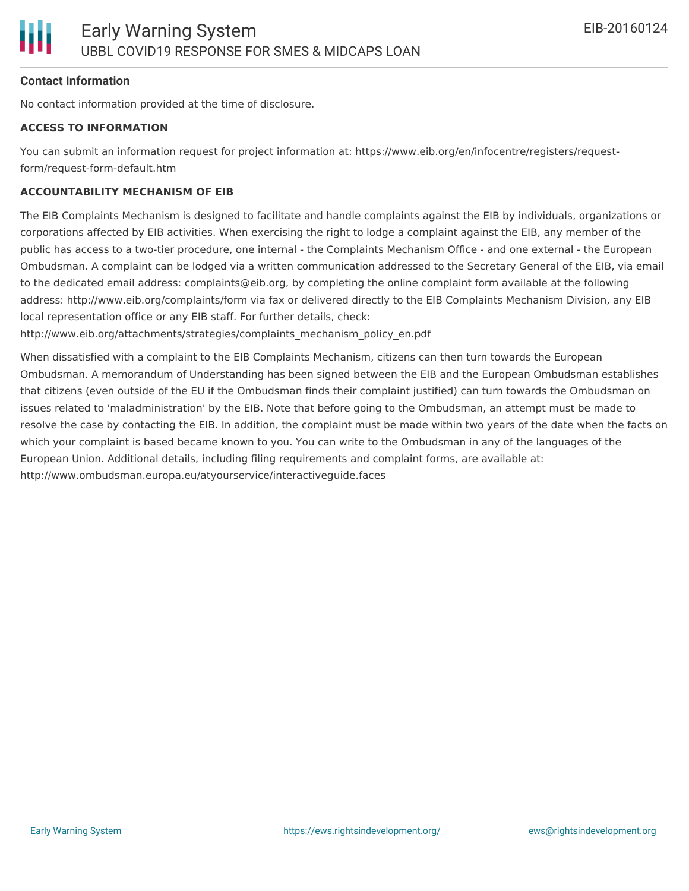**Contact Information**

No contact information provided at the time of disclosure.

**ACCESS TO INFORMATION**

You can submit an information request for project information at: https://www.eib.org/en/infocentre/registers/request-form/request-form-default.htm

**ACCOUNTABILITY MECHANISM OF EIB**

The EIB Complaints Mechanism is designed to facilitate and handle complaints against the EIB by individuals, organizations or corporations affected by EIB activities. When exercising the right to lodge a complaint against the EIB, any member of the public has access to a two-tier procedure, one internal - the Complaints Mechanism Office - and one external - the European Ombudsman. A complaint can be lodged via a written communication addressed to the Secretary General of the EIB, via email to the dedicated email address: complaints@eib.org, by completing the online complaint form available at the following address: http://www.eib.org/complaints/form via fax or delivered directly to the EIB Complaints Mechanism Division, any EIB local representation office or any EIB staff. For further details, check: http://www.eib.org/attachments/strategies/complaints_mechanism_policy_en.pdf

When dissatisfied with a complaint to the EIB Complaints Mechanism, citizens can then turn towards the European Ombudsman. A memorandum of Understanding has been signed between the EIB and the European Ombudsman establishes that citizens (even outside of the EU if the Ombudsman finds their complaint justified) can turn towards the Ombudsman on issues related to 'maladministration' by the EIB. Note that before going to the Ombudsman, an attempt must be made to resolve the case by contacting the EIB. In addition, the complaint must be made within two years of the date when the facts on which your complaint is based became known to you. You can write to the Ombudsman in any of the languages of the European Union. Additional details, including filing requirements and complaint forms, are available at: http://www.ombudsman.europa.eu/atyourservice/interactiveguide.faces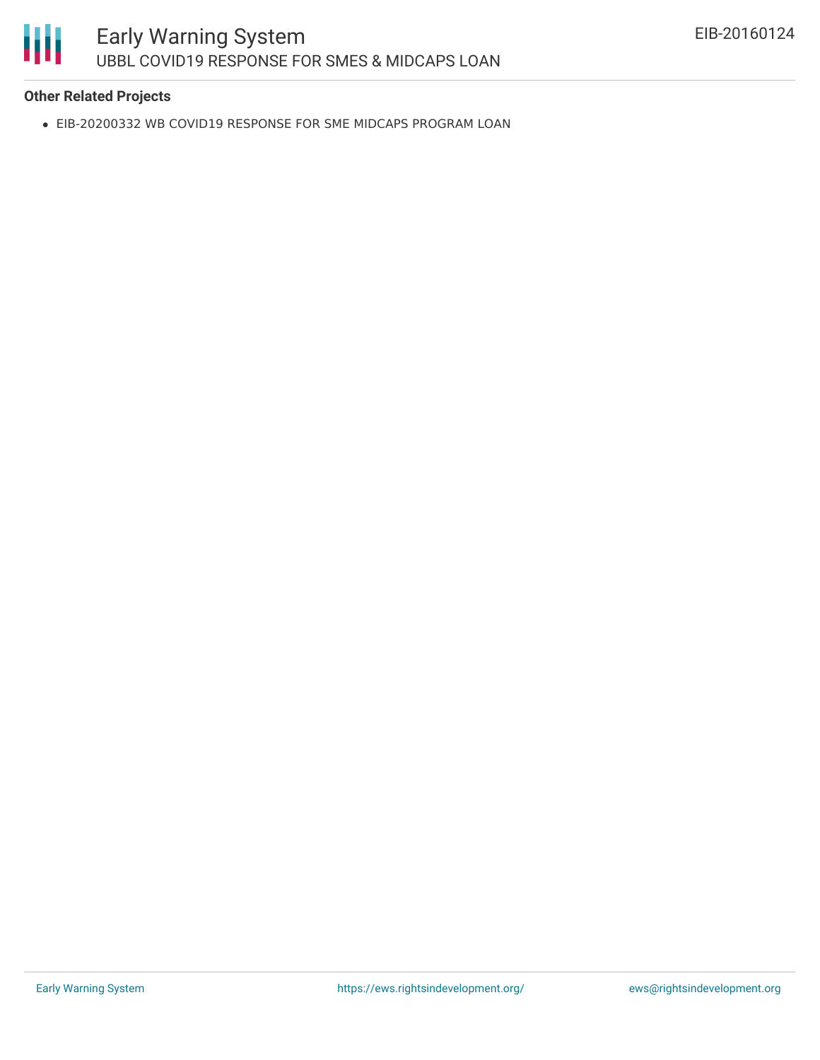**Other Related Projects**

- EIB-20200332 WB COVID19 RESPONSE FOR SME MIDCAPS PROGRAM LOAN